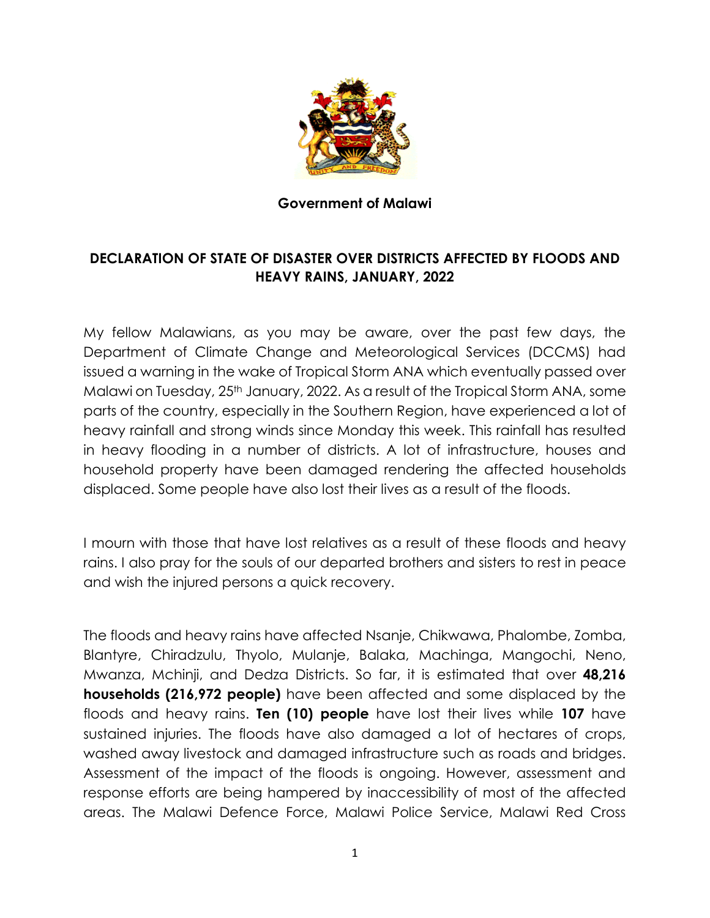**Government of Malawi**

## DECLARATION OF STATE OF DISASTER OVER DISTRICTS AFFECTED BY FLOODS AND HEAVY RAINS, JANUARY, 2022

My fellow Malawians, as you may be aware, over the past few days, the Department of Climate Change and Meteorological Services (DCCMS) had issued a warning in the wake of Tropical Storm ANA which eventually passed over Malawi on Tuesday, 25th January, 2022. As a result of the Tropical Storm ANA, some parts of the country, especially in the Southern Region, have experienced a lot of heavy rainfall and strong winds since Monday this week. This rainfall has resulted in heavy flooding in a number of districts. A lot of infrastructure, houses and household property have been damaged rendering the affected households displaced. Some people have also lost their lives as a result of the floods.

I mourn with those that have lost relatives as a result of these floods and heavy rains. I also pray for the souls of our departed brothers and sisters to rest in peace and wish the injured persons a quick recovery.

The floods and heavy rains have affected Nsanje, Chikwawa, Phalombe, Zomba, Blantyre, Chiradzulu, Thyolo, Mulanje, Balaka, Machinga, Mangochi, Neno, Mwanza, Mchinji, and Dedza Districts. So far, it is estimated that over **48,216 households (216,972 people)** have been affected and some displaced by the floods and heavy rains. **Ten (10) people** have lost their lives while **107** have sustained injuries. The floods have also damaged a lot of hectares of crops, washed away livestock and damaged infrastructure such as roads and bridges. Assessment of the impact of the floods is ongoing. However, assessment and response efforts are being hampered by inaccessibility of most of the affected areas. The Malawi Defence Force, Malawi Police Service, Malawi Red Cross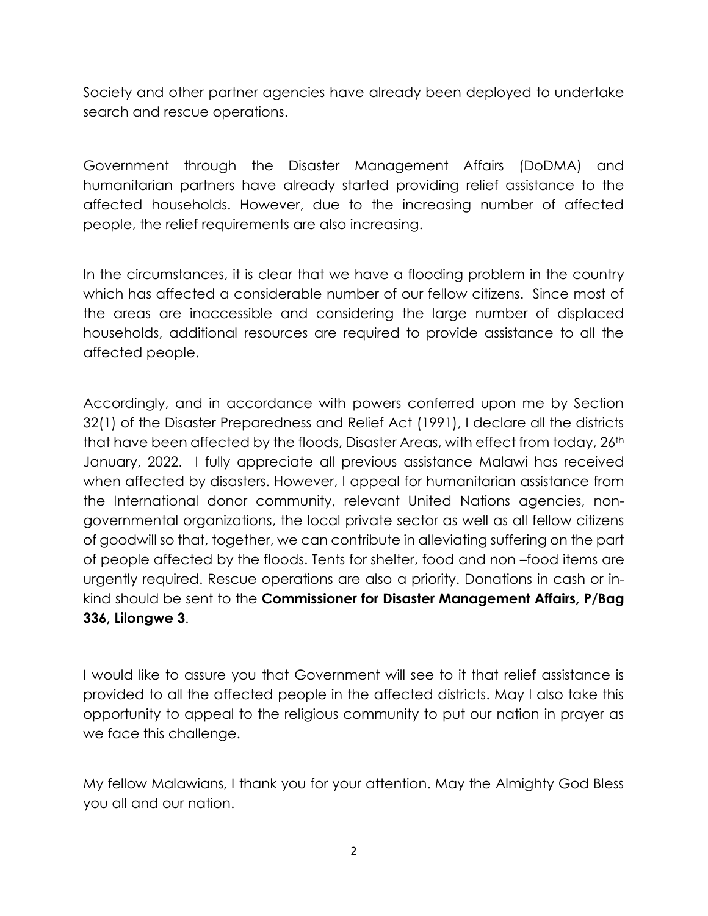Society and other partner agencies have already been deployed to undertake search and rescue operations.

Government through the Disaster Management Affairs (DoDMA) and humanitarian partners have already started providing relief assistance to the affected households. However, due to the increasing number of affected people, the relief requirements are also increasing.

In the circumstances, it is clear that we have a flooding problem in the country which has affected a considerable number of our fellow citizens. Since most of the areas are inaccessible and considering the large number of displaced households, additional resources are required to provide assistance to all the affected people.

Accordingly, and in accordance with powers conferred upon me by Section 32(1) of the Disaster Preparedness and Relief Act (1991), I declare all the districts that have been affected by the floods, Disaster Areas, with effect from today, 26th January, 2022. I fully appreciate all previous assistance Malawi has received when affected by disasters. However, I appeal for humanitarian assistance from the International donor community, relevant United Nations agencies, non-governmental organizations, the local private sector as well as all fellow citizens of goodwill so that, together, we can contribute in alleviating suffering on the part of people affected by the floods. Tents for shelter, food and non –food items are urgently required. Rescue operations are also a priority. Donations in cash or in-kind should be sent to the **Commissioner for Disaster Management Affairs, P/Bag 336, Lilongwe 3**.

I would like to assure you that Government will see to it that relief assistance is provided to all the affected people in the affected districts. May I also take this opportunity to appeal to the religious community to put our nation in prayer as we face this challenge.

My fellow Malawians, I thank you for your attention. May the Almighty God Bless you all and our nation.